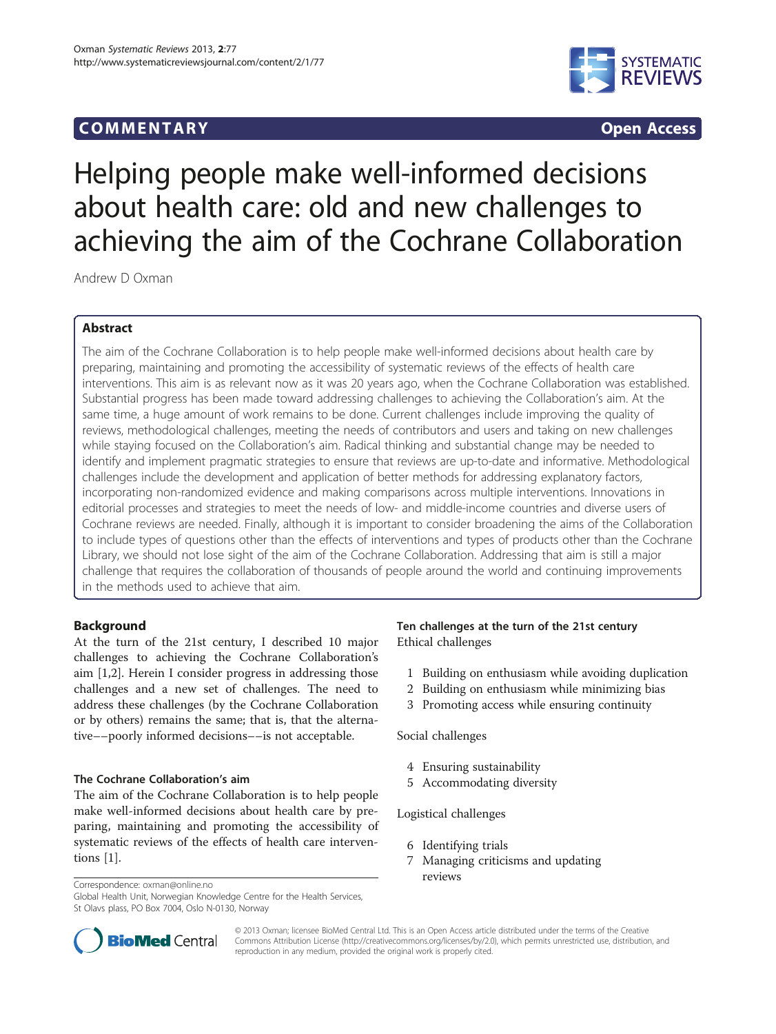COMMENTARY Open Access

# Helping people make well-informed decisions about health care: old and new challenges to achieving the aim of the Cochrane Collaboration

Andrew D Oxman

## Abstract

The aim of the Cochrane Collaboration is to help people make well-informed decisions about health care by preparing, maintaining and promoting the accessibility of systematic reviews of the effects of health care interventions. This aim is as relevant now as it was 20 years ago, when the Cochrane Collaboration was established. Substantial progress has been made toward addressing challenges to achieving the Collaboration's aim. At the same time, a huge amount of work remains to be done. Current challenges include improving the quality of reviews, methodological challenges, meeting the needs of contributors and users and taking on new challenges while staying focused on the Collaboration's aim. Radical thinking and substantial change may be needed to identify and implement pragmatic strategies to ensure that reviews are up-to-date and informative. Methodological challenges include the development and application of better methods for addressing explanatory factors, incorporating non-randomized evidence and making comparisons across multiple interventions. Innovations in editorial processes and strategies to meet the needs of low- and middle-income countries and diverse users of Cochrane reviews are needed. Finally, although it is important to consider broadening the aims of the Collaboration to include types of questions other than the effects of interventions and types of products other than the Cochrane Library, we should not lose sight of the aim of the Cochrane Collaboration. Addressing that aim is still a major challenge that requires the collaboration of thousands of people around the world and continuing improvements in the methods used to achieve that aim.

## Background

At the turn of the 21st century, I described 10 major challenges to achieving the Cochrane Collaboration's aim [1,2]. Herein I consider progress in addressing those challenges and a new set of challenges. The need to address these challenges (by the Cochrane Collaboration or by others) remains the same; that is, that the alternative––poorly informed decisions––is not acceptable.

### The Cochrane Collaboration's aim

The aim of the Cochrane Collaboration is to help people make well-informed decisions about health care by preparing, maintaining and promoting the accessibility of systematic reviews of the effects of health care interventions [1].

### Ten challenges at the turn of the 21st century

Ethical challenges

1. Building on enthusiasm while avoiding duplication
2. Building on enthusiasm while minimizing bias
3. Promoting access while ensuring continuity

Social challenges

4. Ensuring sustainability
5. Accommodating diversity

Logistical challenges

6. Identifying trials
7. Managing criticisms and updating reviews

Correspondence: oxman@online.no
Global Health Unit, Norwegian Knowledge Centre for the Health Services, St Olavs plass, PO Box 7004, Oslo N-0130, Norway

© 2013 Oxman; licensee BioMed Central Ltd. This is an Open Access article distributed under the terms of the Creative Commons Attribution License (http://creativecommons.org/licenses/by/2.0), which permits unrestricted use, distribution, and reproduction in any medium, provided the original work is properly cited.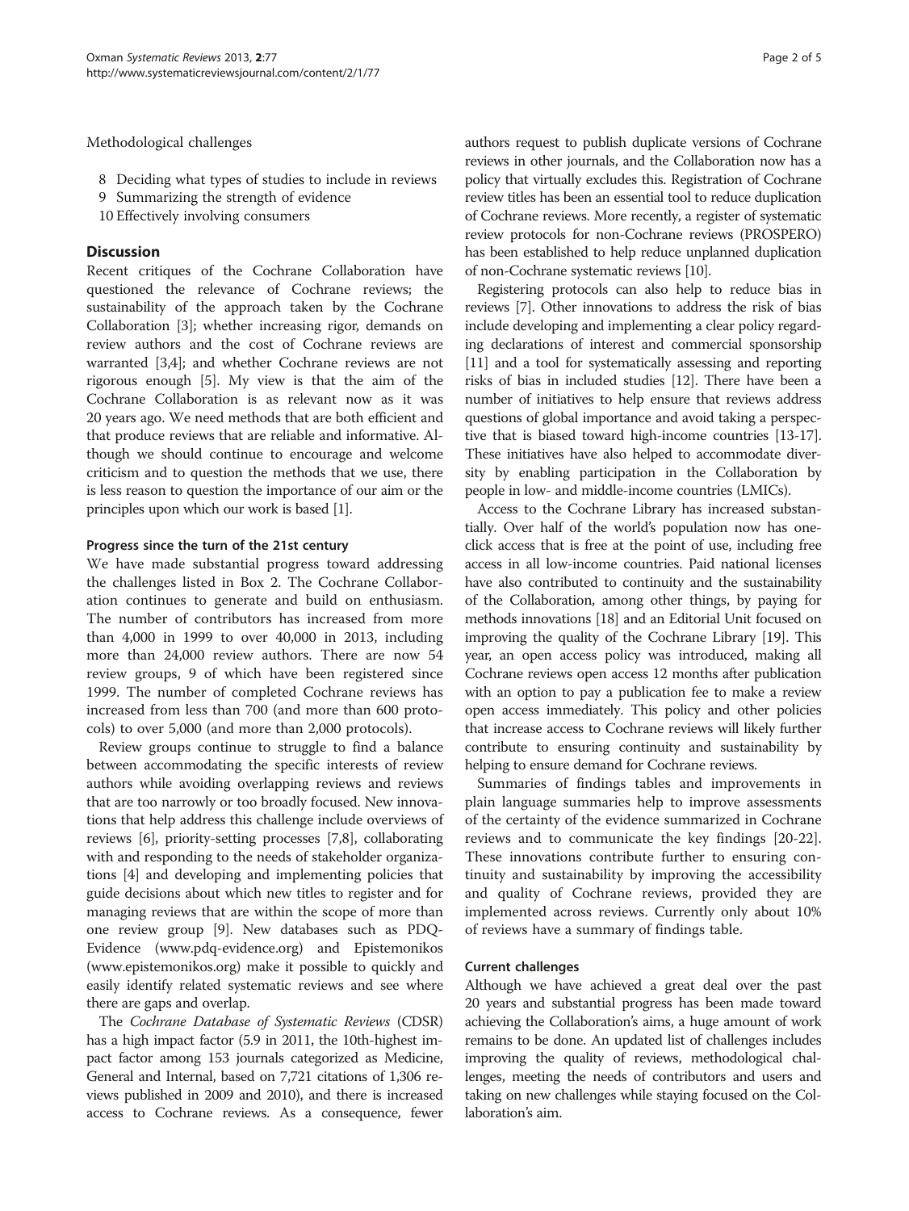Methodological challenges

8 Deciding what types of studies to include in reviews
9 Summarizing the strength of evidence
10 Effectively involving consumers

## Discussion

Recent critiques of the Cochrane Collaboration have questioned the relevance of Cochrane reviews; the sustainability of the approach taken by the Cochrane Collaboration [3]; whether increasing rigor, demands on review authors and the cost of Cochrane reviews are warranted [3,4]; and whether Cochrane reviews are not rigorous enough [5]. My view is that the aim of the Cochrane Collaboration is as relevant now as it was 20 years ago. We need methods that are both efficient and that produce reviews that are reliable and informative. Although we should continue to encourage and welcome criticism and to question the methods that we use, there is less reason to question the importance of our aim or the principles upon which our work is based [1].

### Progress since the turn of the 21st century

We have made substantial progress toward addressing the challenges listed in Box 2. The Cochrane Collaboration continues to generate and build on enthusiasm. The number of contributors has increased from more than 4,000 in 1999 to over 40,000 in 2013, including more than 24,000 review authors. There are now 54 review groups, 9 of which have been registered since 1999. The number of completed Cochrane reviews has increased from less than 700 (and more than 600 protocols) to over 5,000 (and more than 2,000 protocols).

Review groups continue to struggle to find a balance between accommodating the specific interests of review authors while avoiding overlapping reviews and reviews that are too narrowly or too broadly focused. New innovations that help address this challenge include overviews of reviews [6], priority-setting processes [7,8], collaborating with and responding to the needs of stakeholder organizations [4] and developing and implementing policies that guide decisions about which new titles to register and for managing reviews that are within the scope of more than one review group [9]. New databases such as PDQ-Evidence (www.pdq-evidence.org) and Epistemonikos (www.epistemonikos.org) make it possible to quickly and easily identify related systematic reviews and see where there are gaps and overlap.

The *Cochrane Database of Systematic Reviews* (CDSR) has a high impact factor (5.9 in 2011, the 10th-highest impact factor among 153 journals categorized as Medicine, General and Internal, based on 7,721 citations of 1,306 reviews published in 2009 and 2010), and there is increased access to Cochrane reviews. As a consequence, fewer authors request to publish duplicate versions of Cochrane reviews in other journals, and the Collaboration now has a policy that virtually excludes this. Registration of Cochrane review titles has been an essential tool to reduce duplication of Cochrane reviews. More recently, a register of systematic review protocols for non-Cochrane reviews (PROSPERO) has been established to help reduce unplanned duplication of non-Cochrane systematic reviews [10].

Registering protocols can also help to reduce bias in reviews [7]. Other innovations to address the risk of bias include developing and implementing a clear policy regarding declarations of interest and commercial sponsorship [11] and a tool for systematically assessing and reporting risks of bias in included studies [12]. There have been a number of initiatives to help ensure that reviews address questions of global importance and avoid taking a perspective that is biased toward high-income countries [13-17]. These initiatives have also helped to accommodate diversity by enabling participation in the Collaboration by people in low- and middle-income countries (LMICs).

Access to the Cochrane Library has increased substantially. Over half of the world's population now has one-click access that is free at the point of use, including free access in all low-income countries. Paid national licenses have also contributed to continuity and the sustainability of the Collaboration, among other things, by paying for methods innovations [18] and an Editorial Unit focused on improving the quality of the Cochrane Library [19]. This year, an open access policy was introduced, making all Cochrane reviews open access 12 months after publication with an option to pay a publication fee to make a review open access immediately. This policy and other policies that increase access to Cochrane reviews will likely further contribute to ensuring continuity and sustainability by helping to ensure demand for Cochrane reviews.

Summaries of findings tables and improvements in plain language summaries help to improve assessments of the certainty of the evidence summarized in Cochrane reviews and to communicate the key findings [20-22]. These innovations contribute further to ensuring continuity and sustainability by improving the accessibility and quality of Cochrane reviews, provided they are implemented across reviews. Currently only about 10% of reviews have a summary of findings table.

### Current challenges

Although we have achieved a great deal over the past 20 years and substantial progress has been made toward achieving the Collaboration's aims, a huge amount of work remains to be done. An updated list of challenges includes improving the quality of reviews, methodological challenges, meeting the needs of contributors and users and taking on new challenges while staying focused on the Collaboration's aim.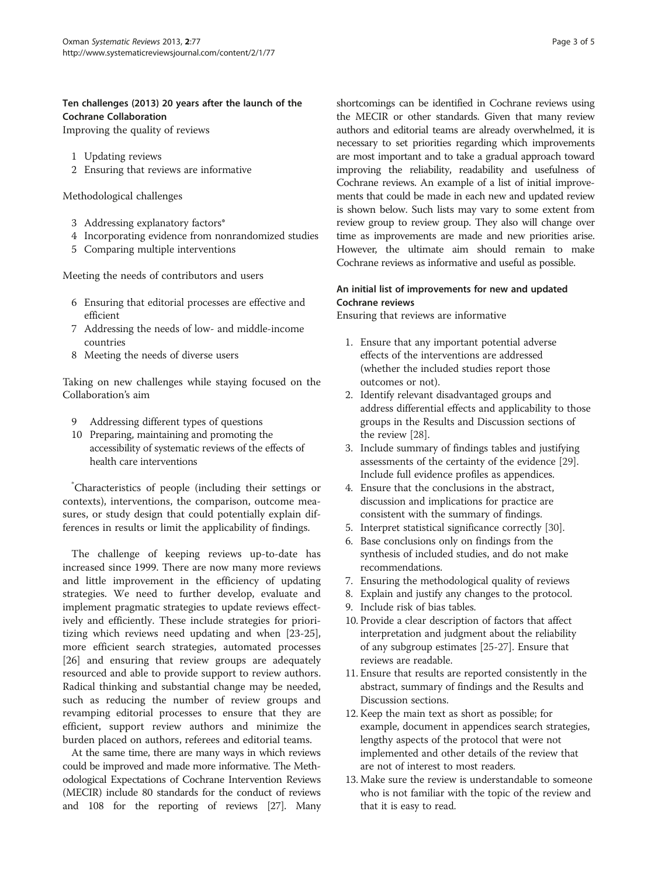### Ten challenges (2013) 20 years after the launch of the Cochrane Collaboration

Improving the quality of reviews

1 Updating reviews
2 Ensuring that reviews are informative

Methodological challenges

3 Addressing explanatory factors*
4 Incorporating evidence from nonrandomized studies
5 Comparing multiple interventions

Meeting the needs of contributors and users

6 Ensuring that editorial processes are effective and efficient
7 Addressing the needs of low- and middle-income countries
8 Meeting the needs of diverse users

Taking on new challenges while staying focused on the Collaboration's aim

9 Addressing different types of questions
10 Preparing, maintaining and promoting the accessibility of systematic reviews of the effects of health care interventions

*Characteristics of people (including their settings or contexts), interventions, the comparison, outcome measures, or study design that could potentially explain differences in results or limit the applicability of findings.

The challenge of keeping reviews up-to-date has increased since 1999. There are now many more reviews and little improvement in the efficiency of updating strategies. We need to further develop, evaluate and implement pragmatic strategies to update reviews effectively and efficiently. These include strategies for prioritizing which reviews need updating and when [23-25], more efficient search strategies, automated processes [26] and ensuring that review groups are adequately resourced and able to provide support to review authors. Radical thinking and substantial change may be needed, such as reducing the number of review groups and revamping editorial processes to ensure that they are efficient, support review authors and minimize the burden placed on authors, referees and editorial teams.

At the same time, there are many ways in which reviews could be improved and made more informative. The Methodological Expectations of Cochrane Intervention Reviews (MECIR) include 80 standards for the conduct of reviews and 108 for the reporting of reviews [27]. Many shortcomings can be identified in Cochrane reviews using the MECIR or other standards. Given that many review authors and editorial teams are already overwhelmed, it is necessary to set priorities regarding which improvements are most important and to take a gradual approach toward improving the reliability, readability and usefulness of Cochrane reviews. An example of a list of initial improvements that could be made in each new and updated review is shown below. Such lists may vary to some extent from review group to review group. They also will change over time as improvements are made and new priorities arise. However, the ultimate aim should remain to make Cochrane reviews as informative and useful as possible.

### An initial list of improvements for new and updated Cochrane reviews

Ensuring that reviews are informative

1. Ensure that any important potential adverse effects of the interventions are addressed (whether the included studies report those outcomes or not).
2. Identify relevant disadvantaged groups and address differential effects and applicability to those groups in the Results and Discussion sections of the review [28].
3. Include summary of findings tables and justifying assessments of the certainty of the evidence [29]. Include full evidence profiles as appendices.
4. Ensure that the conclusions in the abstract, discussion and implications for practice are consistent with the summary of findings.
5. Interpret statistical significance correctly [30].
6. Base conclusions only on findings from the synthesis of included studies, and do not make recommendations.
7. Ensuring the methodological quality of reviews
8. Explain and justify any changes to the protocol.
9. Include risk of bias tables.
10. Provide a clear description of factors that affect interpretation and judgment about the reliability of any subgroup estimates [25-27]. Ensure that reviews are readable.
11. Ensure that results are reported consistently in the abstract, summary of findings and the Results and Discussion sections.
12. Keep the main text as short as possible; for example, document in appendices search strategies, lengthy aspects of the protocol that were not implemented and other details of the review that are not of interest to most readers.
13. Make sure the review is understandable to someone who is not familiar with the topic of the review and that it is easy to read.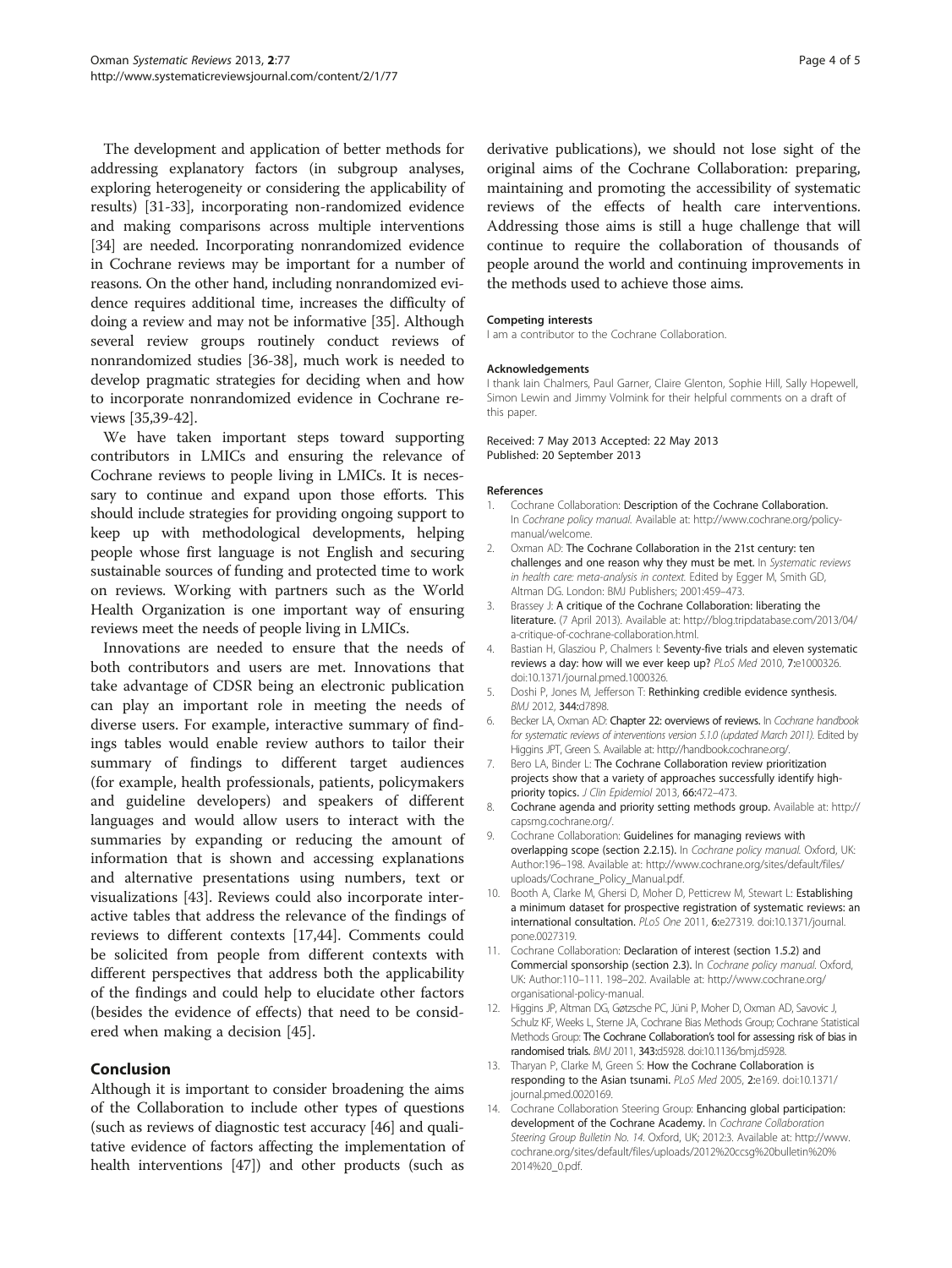The development and application of better methods for addressing explanatory factors (in subgroup analyses, exploring heterogeneity or considering the applicability of results) [31-33], incorporating non-randomized evidence and making comparisons across multiple interventions [34] are needed. Incorporating nonrandomized evidence in Cochrane reviews may be important for a number of reasons. On the other hand, including nonrandomized evidence requires additional time, increases the difficulty of doing a review and may not be informative [35]. Although several review groups routinely conduct reviews of nonrandomized studies [36-38], much work is needed to develop pragmatic strategies for deciding when and how to incorporate nonrandomized evidence in Cochrane reviews [35,39-42].

We have taken important steps toward supporting contributors in LMICs and ensuring the relevance of Cochrane reviews to people living in LMICs. It is necessary to continue and expand upon those efforts. This should include strategies for providing ongoing support to keep up with methodological developments, helping people whose first language is not English and securing sustainable sources of funding and protected time to work on reviews. Working with partners such as the World Health Organization is one important way of ensuring reviews meet the needs of people living in LMICs.

Innovations are needed to ensure that the needs of both contributors and users are met. Innovations that take advantage of CDSR being an electronic publication can play an important role in meeting the needs of diverse users. For example, interactive summary of findings tables would enable review authors to tailor their summary of findings to different target audiences (for example, health professionals, patients, policymakers and guideline developers) and speakers of different languages and would allow users to interact with the summaries by expanding or reducing the amount of information that is shown and accessing explanations and alternative presentations using numbers, text or visualizations [43]. Reviews could also incorporate interactive tables that address the relevance of the findings of reviews to different contexts [17,44]. Comments could be solicited from people from different contexts with different perspectives that address both the applicability of the findings and could help to elucidate other factors (besides the evidence of effects) that need to be considered when making a decision [45].

## Conclusion

Although it is important to consider broadening the aims of the Collaboration to include other types of questions (such as reviews of diagnostic test accuracy [46] and qualitative evidence of factors affecting the implementation of health interventions [47]) and other products (such as derivative publications), we should not lose sight of the original aims of the Cochrane Collaboration: preparing, maintaining and promoting the accessibility of systematic reviews of the effects of health care interventions. Addressing those aims is still a huge challenge that will continue to require the collaboration of thousands of people around the world and continuing improvements in the methods used to achieve those aims.

#### Competing interests

I am a contributor to the Cochrane Collaboration.

#### Acknowledgements

I thank Iain Chalmers, Paul Garner, Claire Glenton, Sophie Hill, Sally Hopewell, Simon Lewin and Jimmy Volmink for their helpful comments on a draft of this paper.

Received: 7 May 2013 Accepted: 22 May 2013
Published: 20 September 2013

#### References

1. Cochrane Collaboration: **Description of the Cochrane Collaboration.** In *Cochrane policy manual*. Available at: http://www.cochrane.org/policy-manual/welcome.
2. Oxman AD: **The Cochrane Collaboration in the 21st century: ten challenges and one reason why they must be met.** In *Systematic reviews in health care: meta-analysis in context*. Edited by Egger M, Smith GD, Altman DG. London: BMJ Publishers; 2001:459–473.
3. Brassey J: **A critique of the Cochrane Collaboration: liberating the literature.** (7 April 2013). Available at: http://blog.tripdatabase.com/2013/04/a-critique-of-cochrane-collaboration.html.
4. Bastian H, Glasziou P, Chalmers I: **Seventy-five trials and eleven systematic reviews a day: how will we ever keep up?** *PLoS Med* 2010, **7:**e1000326. doi:10.1371/journal.pmed.1000326.
5. Doshi P, Jones M, Jefferson T: **Rethinking credible evidence synthesis.** *BMJ* 2012, **344:**d7898.
6. Becker LA, Oxman AD: **Chapter 22: overviews of reviews.** In *Cochrane handbook for systematic reviews of interventions version 5.1.0 (updated March 2011)*. Edited by Higgins JPT, Green S. Available at: http://handbook.cochrane.org/.
7. Bero LA, Binder L: **The Cochrane Collaboration review prioritization projects show that a variety of approaches successfully identify high-priority topics.** *J Clin Epidemiol* 2013, **66:**472–473.
8. **Cochrane agenda and priority setting methods group.** Available at: http://capsmg.cochrane.org/.
9. Cochrane Collaboration: **Guidelines for managing reviews with overlapping scope (section 2.2.15).** In *Cochrane policy manual*. Oxford, UK: Author:196–198. Available at: http://www.cochrane.org/sites/default/files/uploads/Cochrane_Policy_Manual.pdf.
10. Booth A, Clarke M, Ghersi D, Moher D, Petticrew M, Stewart L: **Establishing a minimum dataset for prospective registration of systematic reviews: an international consultation.** *PLoS One* 2011, **6:**e27319. doi:10.1371/journal.pone.0027319.
11. Cochrane Collaboration: **Declaration of interest (section 1.5.2) and Commercial sponsorship (section 2.3).** In *Cochrane policy manual*. Oxford, UK: Author:110–111. 198–202. Available at: http://www.cochrane.org/organisational-policy-manual.
12. Higgins JP, Altman DG, Gøtzsche PC, Jüni P, Moher D, Oxman AD, Savovic J, Schulz KF, Weeks L, Sterne JA, Cochrane Bias Methods Group; Cochrane Statistical Methods Group: **The Cochrane Collaboration's tool for assessing risk of bias in randomised trials.** *BMJ* 2011, **343:**d5928. doi:10.1136/bmj.d5928.
13. Tharyan P, Clarke M, Green S: **How the Cochrane Collaboration is responding to the Asian tsunami.** *PLoS Med* 2005, **2:**e169. doi:10.1371/journal.pmed.0020169.
14. Cochrane Collaboration Steering Group: **Enhancing global participation: development of the Cochrane Academy.** In *Cochrane Collaboration Steering Group Bulletin No. 14*. Oxford, UK; 2012:3. Available at: http://www.cochrane.org/sites/default/files/uploads/2012%20ccsg%20bulletin%20%2014%20_0.pdf.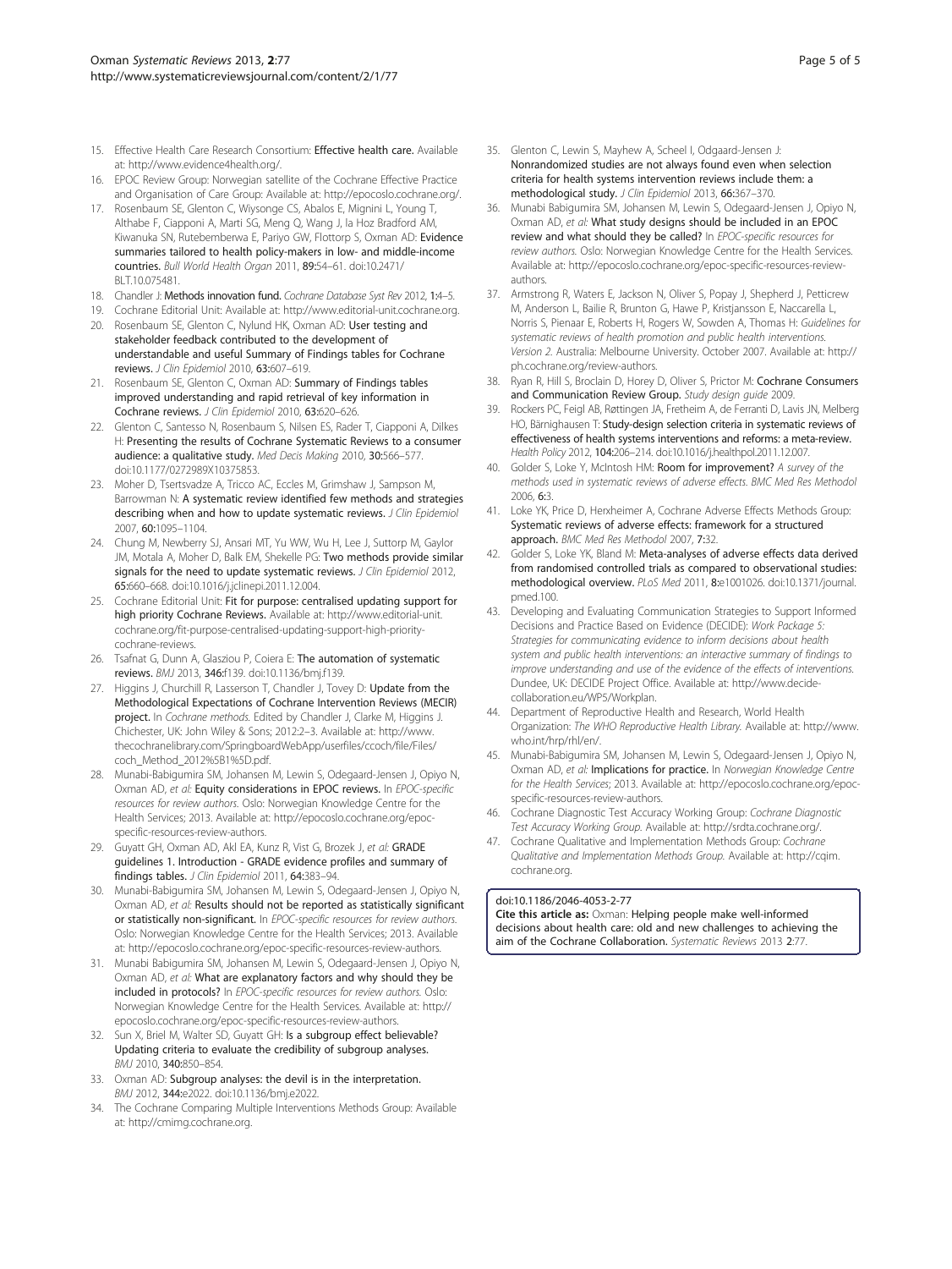15. Effective Health Care Research Consortium: **Effective health care.** Available at: http://www.evidence4health.org/.
16. EPOC Review Group: Norwegian satellite of the Cochrane Effective Practice and Organisation of Care Group: Available at: http://epocoslo.cochrane.org/.
17. Rosenbaum SE, Glenton C, Wiysonge CS, Abalos E, Mignini L, Young T, Althabe F, Ciapponi A, Marti SG, Meng Q, Wang J, la Hoz Bradford AM, Kiwanuka SN, Rutebemberwa E, Pariyo GW, Flottorp S, Oxman AD: **Evidence summaries tailored to health policy-makers in low- and middle-income countries.** *Bull World Health Organ* 2011, **89:**54–61. doi:10.2471/BLT.10.075481.
18. Chandler J: **Methods innovation fund.** *Cochrane Database Syst Rev* 2012, **1:**4–5.
19. Cochrane Editorial Unit: Available at: http://www.editorial-unit.cochrane.org.
20. Rosenbaum SE, Glenton C, Nylund HK, Oxman AD: **User testing and stakeholder feedback contributed to the development of understandable and useful Summary of Findings tables for Cochrane reviews.** *J Clin Epidemiol* 2010, **63:**607–619.
21. Rosenbaum SE, Glenton C, Oxman AD: **Summary of Findings tables improved understanding and rapid retrieval of key information in Cochrane reviews.** *J Clin Epidemiol* 2010, **63:**620–626.
22. Glenton C, Santesso N, Rosenbaum S, Nilsen ES, Rader T, Ciapponi A, Dilkes H: **Presenting the results of Cochrane Systematic Reviews to a consumer audience: a qualitative study.** *Med Decis Making* 2010, **30:**566–577. doi:10.1177/0272989X10375853.
23. Moher D, Tsertsvadze A, Tricco AC, Eccles M, Grimshaw J, Sampson M, Barrowman N: **A systematic review identified few methods and strategies describing when and how to update systematic reviews.** *J Clin Epidemiol* 2007, **60:**1095–1104.
24. Chung M, Newberry SJ, Ansari MT, Yu WW, Wu H, Lee J, Suttorp M, Gaylor JM, Motala A, Moher D, Balk EM, Shekelle PG: **Two methods provide similar signals for the need to update systematic reviews.** *J Clin Epidemiol* 2012, **65:**660–668. doi:10.1016/j.jclinepi.2011.12.004.
25. Cochrane Editorial Unit: **Fit for purpose: centralised updating support for high priority Cochrane Reviews.** Available at: http://www.editorial-unit.cochrane.org/fit-purpose-centralised-updating-support-high-priority-cochrane-reviews.
26. Tsafnat G, Dunn A, Glasziou P, Coiera E: **The automation of systematic reviews.** *BMJ* 2013, **346:**f139. doi:10.1136/bmj.f139.
27. Higgins J, Churchill R, Lasserson T, Chandler J, Tovey D: **Update from the Methodological Expectations of Cochrane Intervention Reviews (MECIR) project.** In *Cochrane methods.* Edited by Chandler J, Clarke M, Higgins J. Chichester, UK: John Wiley & Sons; 2012:2–3. Available at: http://www.thecochranelibrary.com/SpringboardWebApp/userfiles/ccoch/file/Files/coch_Method_2012%5B1%5D.pdf.
28. Munabi-Babigumira SM, Johansen M, Lewin S, Odegaard-Jensen J, Opiyo N, Oxman AD, *et al:* **Equity considerations in EPOC reviews.** In *EPOC-specific resources for review authors.* Oslo: Norwegian Knowledge Centre for the Health Services; 2013. Available at: http://epocoslo.cochrane.org/epoc-specific-resources-review-authors.
29. Guyatt GH, Oxman AD, Akl EA, Kunz R, Vist G, Brozek J, *et al:* **GRADE guidelines 1. Introduction - GRADE evidence profiles and summary of findings tables.** *J Clin Epidemiol* 2011, **64:**383–94.
30. Munabi-Babigumira SM, Johansen M, Lewin S, Odegaard-Jensen J, Opiyo N, Oxman AD, *et al:* **Results should not be reported as statistically significant or statistically non-significant.** In *EPOC-specific resources for review authors.* Oslo: Norwegian Knowledge Centre for the Health Services; 2013. Available at: http://epocoslo.cochrane.org/epoc-specific-resources-review-authors.
31. Munabi Babigumira SM, Johansen M, Lewin S, Odegaard-Jensen J, Opiyo N, Oxman AD, *et al:* **What are explanatory factors and why should they be included in protocols?** In *EPOC-specific resources for review authors.* Oslo: Norwegian Knowledge Centre for the Health Services. Available at: http://epocoslo.cochrane.org/epoc-specific-resources-review-authors.
32. Sun X, Briel M, Walter SD, Guyatt GH: **Is a subgroup effect believable? Updating criteria to evaluate the credibility of subgroup analyses.** *BMJ* 2010, **340:**850–854.
33. Oxman AD: **Subgroup analyses: the devil is in the interpretation.** *BMJ* 2012, **344:**e2022. doi:10.1136/bmj.e2022.
34. The Cochrane Comparing Multiple Interventions Methods Group: Available at: http://cmimg.cochrane.org.
35. Glenton C, Lewin S, Mayhew A, Scheel I, Odgaard-Jensen J: **Nonrandomized studies are not always found even when selection criteria for health systems intervention reviews include them: a methodological study.** *J Clin Epidemiol* 2013, **66:**367–370.
36. Munabi Babigumira SM, Johansen M, Lewin S, Odegaard-Jensen J, Opiyo N, Oxman AD, *et al:* **What study designs should be included in an EPOC review and what should they be called?** In *EPOC-specific resources for review authors.* Oslo: Norwegian Knowledge Centre for the Health Services. Available at: http://epocoslo.cochrane.org/epoc-specific-resources-review-authors.
37. Armstrong R, Waters E, Jackson N, Oliver S, Popay J, Shepherd J, Petticrew M, Anderson L, Bailie R, Brunton G, Hawe P, Kristjansson E, Naccarella L, Norris S, Pienaar E, Roberts H, Rogers W, Sowden A, Thomas H: *Guidelines for systematic reviews of health promotion and public health interventions. Version 2.* Australia: Melbourne University. October 2007. Available at: http://ph.cochrane.org/review-authors.
38. Ryan R, Hill S, Broclain D, Horey D, Oliver S, Prictor M: **Cochrane Consumers and Communication Review Group.** *Study design guide* 2009.
39. Rockers PC, Feigl AB, Røttingen JA, Fretheim A, de Ferranti D, Lavis JN, Melberg HO, Bärnighausen T: **Study-design selection criteria in systematic reviews of effectiveness of health systems interventions and reforms: a meta-review.** *Health Policy* 2012, **104:**206–214. doi:10.1016/j.healthpol.2011.12.007.
40. Golder S, Loke Y, McIntosh HM: **Room for improvement?** *A survey of the methods used in systematic reviews of adverse effects. BMC Med Res Methodol* 2006, **6:**3.
41. Loke YK, Price D, Herxheimer A, Cochrane Adverse Effects Methods Group: **Systematic reviews of adverse effects: framework for a structured approach.** *BMC Med Res Methodol* 2007, **7:**32.
42. Golder S, Loke YK, Bland M: **Meta-analyses of adverse effects data derived from randomised controlled trials as compared to observational studies: methodological overview.** *PLoS Med* 2011, **8:**e1001026. doi:10.1371/journal.pmed.100.
43. Developing and Evaluating Communication Strategies to Support Informed Decisions and Practice Based on Evidence (DECIDE): *Work Package 5: Strategies for communicating evidence to inform decisions about health system and public health interventions: an interactive summary of findings to improve understanding and use of the evidence of the effects of interventions.* Dundee, UK: DECIDE Project Office. Available at: http://www.decide-collaboration.eu/WP5/Workplan.
44. Department of Reproductive Health and Research, World Health Organization: *The WHO Reproductive Health Library.* Available at: http://www.who.int/hrp/rhl/en/.
45. Munabi-Babigumira SM, Johansen M, Lewin S, Odegaard-Jensen J, Opiyo N, Oxman AD, *et al:* **Implications for practice.** In *Norwegian Knowledge Centre for the Health Services*; 2013. Available at: http://epocoslo.cochrane.org/epoc-specific-resources-review-authors.
46. Cochrane Diagnostic Test Accuracy Working Group: *Cochrane Diagnostic Test Accuracy Working Group.* Available at: http://srdta.cochrane.org/.
47. Cochrane Qualitative and Implementation Methods Group: *Cochrane Qualitative and Implementation Methods Group.* Available at: http://cqim.cochrane.org.

doi:10.1186/2046-4053-2-77

**Cite this article as:** Oxman: Helping people make well-informed decisions about health care: old and new challenges to achieving the aim of the Cochrane Collaboration. *Systematic Reviews* 2013 **2**:77.